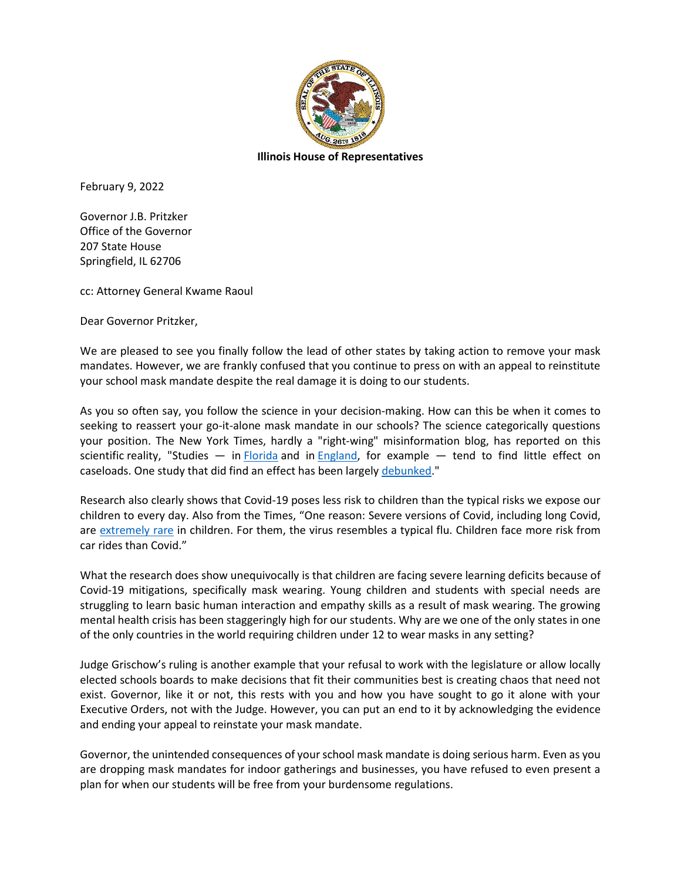**Illinois House of Representatives**

February 9, 2022

Governor J.B. Pritzker
Office of the Governor
207 State House
Springfield, IL 62706

cc: Attorney General Kwame Raoul

Dear Governor Pritzker,

We are pleased to see you finally follow the lead of other states by taking action to remove your mask mandates. However, we are frankly confused that you continue to press on with an appeal to reinstitute your school mask mandate despite the real damage it is doing to our students.

As you so often say, you follow the science in your decision-making. How can this be when it comes to seeking to reassert your go-it-alone mask mandate in our schools? The science categorically questions your position. The New York Times, hardly a "right-wing" misinformation blog, has reported on this scientific reality, "Studies — in Florida and in England, for example — tend to find little effect on caseloads. One study that did find an effect has been largely debunked."

Research also clearly shows that Covid-19 poses less risk to children than the typical risks we expose our children to every day. Also from the Times, "One reason: Severe versions of Covid, including long Covid, are extremely rare in children. For them, the virus resembles a typical flu. Children face more risk from car rides than Covid."

What the research does show unequivocally is that children are facing severe learning deficits because of Covid-19 mitigations, specifically mask wearing. Young children and students with special needs are struggling to learn basic human interaction and empathy skills as a result of mask wearing. The growing mental health crisis has been staggeringly high for our students. Why are we one of the only states in one of the only countries in the world requiring children under 12 to wear masks in any setting?

Judge Grischow's ruling is another example that your refusal to work with the legislature or allow locally elected schools boards to make decisions that fit their communities best is creating chaos that need not exist. Governor, like it or not, this rests with you and how you have sought to go it alone with your Executive Orders, not with the Judge. However, you can put an end to it by acknowledging the evidence and ending your appeal to reinstate your mask mandate.

Governor, the unintended consequences of your school mask mandate is doing serious harm. Even as you are dropping mask mandates for indoor gatherings and businesses, you have refused to even present a plan for when our students will be free from your burdensome regulations.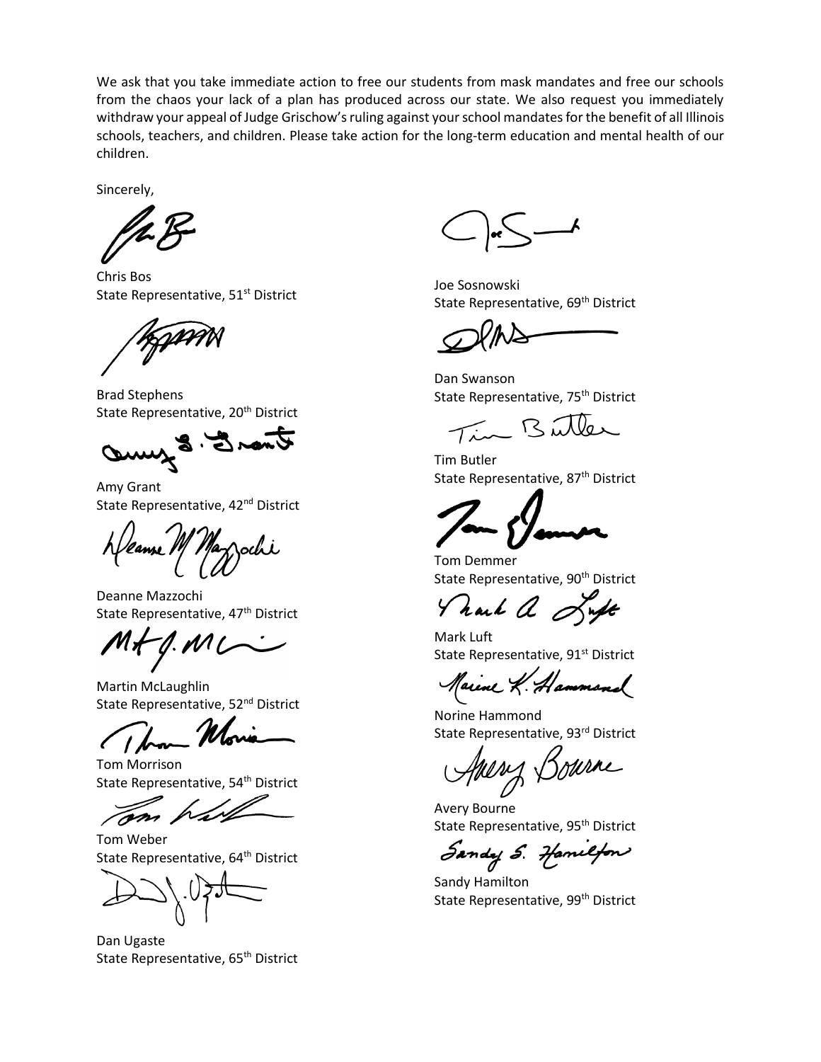We ask that you take immediate action to free our students from mask mandates and free our schools from the chaos your lack of a plan has produced across our state. We also request you immediately withdraw your appeal of Judge Grischow's ruling against your school mandates for the benefit of all Illinois schools, teachers, and children. Please take action for the long-term education and mental health of our children.

Sincerely,

Chris Bos
State Representative, 51st District

Brad Stephens
State Representative, 20th District

Amy Grant
State Representative, 42nd District

Deanne Mazzochi
State Representative, 47th District

Martin McLaughlin
State Representative, 52nd District

Tom Morrison
State Representative, 54th District

Tom Weber
State Representative, 64th District

Dan Ugaste
State Representative, 65th District

Joe Sosnowski
State Representative, 69th District

Dan Swanson
State Representative, 75th District

Tim Butler
State Representative, 87th District

Tom Demmer
State Representative, 90th District

Mark Luft
State Representative, 91st District

Norine Hammond
State Representative, 93rd District

Avery Bourne
State Representative, 95th District

Sandy Hamilton
State Representative, 99th District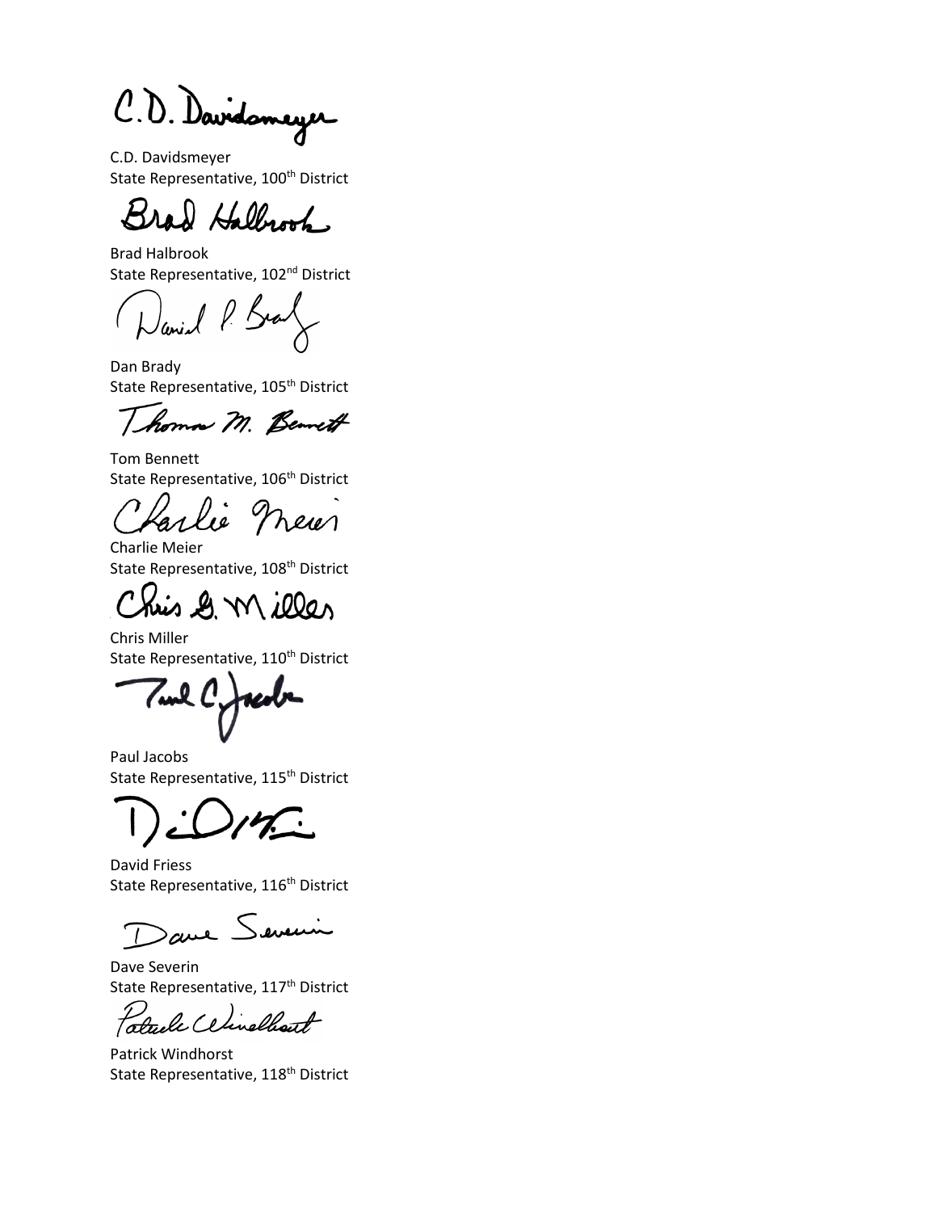C.D. Davidsmeyer
State Representative, 100th District

Brad Halbrook
State Representative, 102nd District

Dan Brady
State Representative, 105th District

Tom Bennett
State Representative, 106th District

Charlie Meier
State Representative, 108th District

Chris Miller
State Representative, 110th District

Paul Jacobs
State Representative, 115th District

David Friess
State Representative, 116th District

Dave Severin
State Representative, 117th District

Patrick Windhorst
State Representative, 118th District